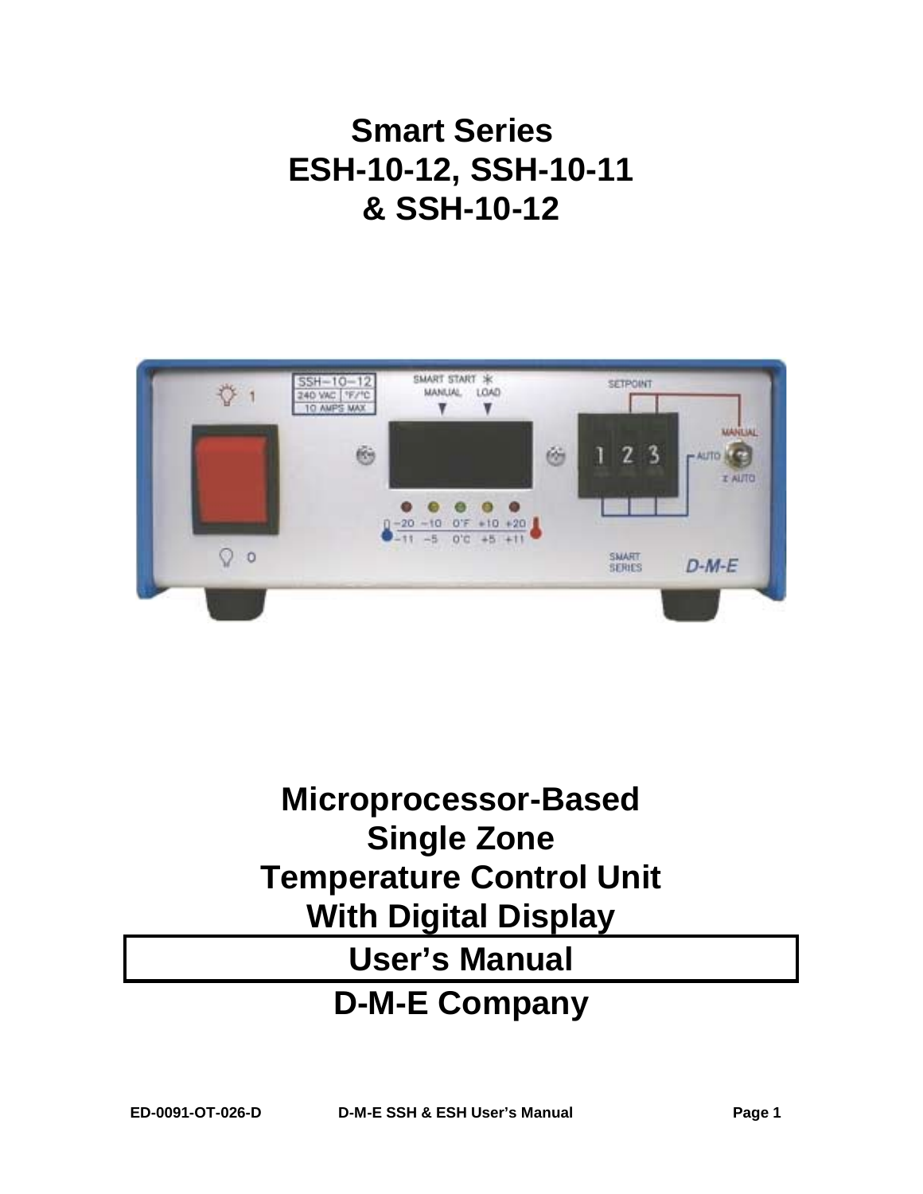# Smart Series
# ESH-10-12, SSH-10-11
# & SSH-10-12

# Microprocessor-Based
# Single Zone
# Temperature Control Unit
# With Digital Display

## User's Manual

## D-M-E Company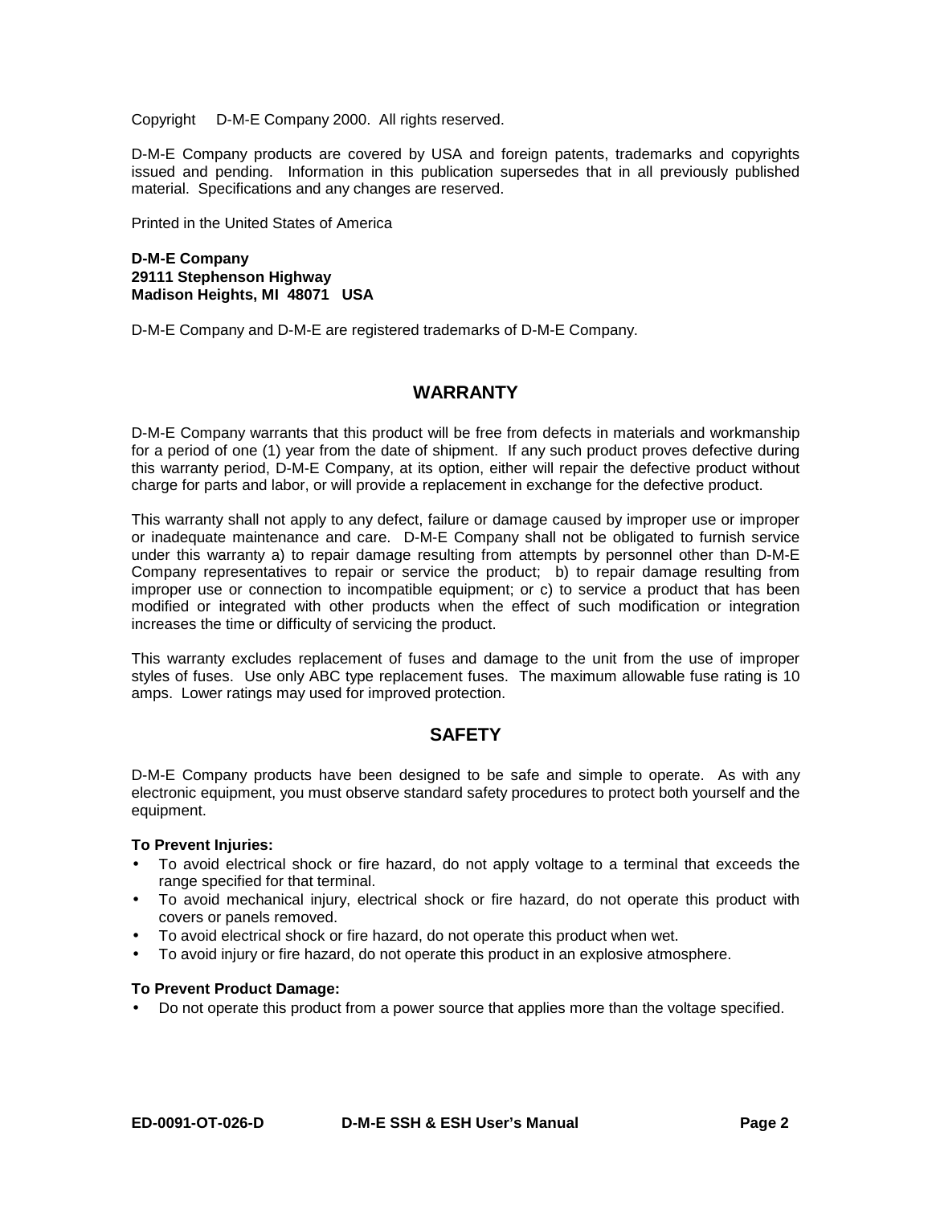Copyright D-M-E Company 2000. All rights reserved.

D-M-E Company products are covered by USA and foreign patents, trademarks and copyrights issued and pending. Information in this publication supersedes that in all previously published material. Specifications and any changes are reserved.

Printed in the United States of America

**D-M-E Company**
**29111 Stephenson Highway**
**Madison Heights, MI 48071 USA**

D-M-E Company and D-M-E are registered trademarks of D-M-E Company.

## WARRANTY

D-M-E Company warrants that this product will be free from defects in materials and workmanship for a period of one (1) year from the date of shipment. If any such product proves defective during this warranty period, D-M-E Company, at its option, either will repair the defective product without charge for parts and labor, or will provide a replacement in exchange for the defective product.

This warranty shall not apply to any defect, failure or damage caused by improper use or improper or inadequate maintenance and care. D-M-E Company shall not be obligated to furnish service under this warranty a) to repair damage resulting from attempts by personnel other than D-M-E Company representatives to repair or service the product; b) to repair damage resulting from improper use or connection to incompatible equipment; or c) to service a product that has been modified or integrated with other products when the effect of such modification or integration increases the time or difficulty of servicing the product.

This warranty excludes replacement of fuses and damage to the unit from the use of improper styles of fuses. Use only ABC type replacement fuses. The maximum allowable fuse rating is 10 amps. Lower ratings may used for improved protection.

## SAFETY

D-M-E Company products have been designed to be safe and simple to operate. As with any electronic equipment, you must observe standard safety procedures to protect both yourself and the equipment.

**To Prevent Injuries:**

- To avoid electrical shock or fire hazard, do not apply voltage to a terminal that exceeds the range specified for that terminal.
- To avoid mechanical injury, electrical shock or fire hazard, do not operate this product with covers or panels removed.
- To avoid electrical shock or fire hazard, do not operate this product when wet.
- To avoid injury or fire hazard, do not operate this product in an explosive atmosphere.

**To Prevent Product Damage:**

- Do not operate this product from a power source that applies more than the voltage specified.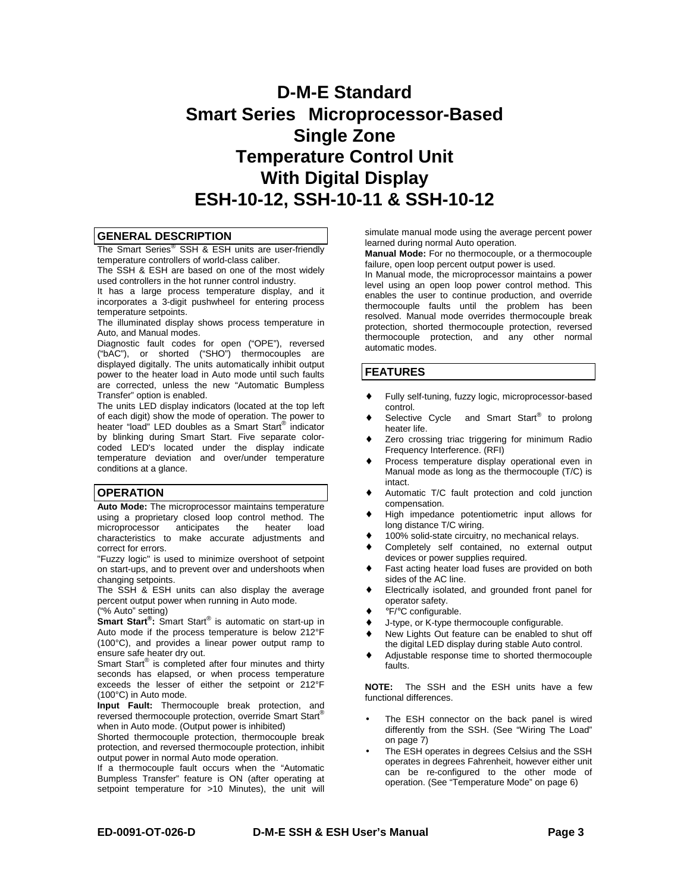// Title
# D-M-E Standard Smart Series Microprocessor-Based Single Zone Temperature Control Unit With Digital Display ESH-10-12, SSH-10-11 & SSH-10-12

## GENERAL DESCRIPTION

The Smart Series® SSH & ESH units are user-friendly temperature controllers of world-class caliber.

The SSH & ESH are based on one of the most widely used controllers in the hot runner control industry.

It has a large process temperature display, and it incorporates a 3-digit pushwheel for entering process temperature setpoints.

The illuminated display shows process temperature in Auto, and Manual modes.

Diagnostic fault codes for open ("OPE"), reversed ("bAC"), or shorted ("SHO") thermocouples are displayed digitally. The units automatically inhibit output power to the heater load in Auto mode until such faults are corrected, unless the new "Automatic Bumpless Transfer" option is enabled.

The units LED display indicators (located at the top left of each digit) show the mode of operation. The power to heater "load" LED doubles as a Smart Start® indicator by blinking during Smart Start. Five separate color-coded LED's located under the display indicate temperature deviation and over/under temperature conditions at a glance.

## OPERATION

**Auto Mode:** The microprocessor maintains temperature using a proprietary closed loop control method. The microprocessor anticipates the heater load characteristics to make accurate adjustments and correct for errors.

"Fuzzy logic" is used to minimize overshoot of setpoint on start-ups, and to prevent over and undershoots when changing setpoints.

The SSH & ESH units can also display the average percent output power when running in Auto mode. ("% Auto" setting)

**Smart Start®:** Smart Start® is automatic on start-up in Auto mode if the process temperature is below 212°F (100°C), and provides a linear power output ramp to ensure safe heater dry out.

Smart Start® is completed after four minutes and thirty seconds has elapsed, or when process temperature exceeds the lesser of either the setpoint or 212°F (100°C) in Auto mode.

**Input Fault:** Thermocouple break protection, and reversed thermocouple protection, override Smart Start® when in Auto mode. (Output power is inhibited)

Shorted thermocouple protection, thermocouple break protection, and reversed thermocouple protection, inhibit output power in normal Auto mode operation.

If a thermocouple fault occurs when the "Automatic Bumpless Transfer" feature is ON (after operating at setpoint temperature for >10 Minutes), the unit will simulate manual mode using the average percent power learned during normal Auto operation.

**Manual Mode:** For no thermocouple, or a thermocouple failure, open loop percent output power is used.

In Manual mode, the microprocessor maintains a power level using an open loop power control method. This enables the user to continue production, and override thermocouple faults until the problem has been resolved. Manual mode overrides thermocouple break protection, shorted thermocouple protection, reversed thermocouple protection, and any other normal automatic modes.

## FEATURES

- Fully self-tuning, fuzzy logic, microprocessor-based control.
- Selective Cycle and Smart Start® to prolong heater life.
- Zero crossing triac triggering for minimum Radio Frequency Interference. (RFI)
- Process temperature display operational even in Manual mode as long as the thermocouple (T/C) is intact.
- Automatic T/C fault protection and cold junction compensation.
- High impedance potentiometric input allows for long distance T/C wiring.
- 100% solid-state circuitry, no mechanical relays.
- Completely self contained, no external output devices or power supplies required.
- Fast acting heater load fuses are provided on both sides of the AC line.
- Electrically isolated, and grounded front panel for operator safety.
- °F/°C configurable.
- J-type, or K-type thermocouple configurable.
- New Lights Out feature can be enabled to shut off the digital LED display during stable Auto control.
- Adjustable response time to shorted thermocouple faults.

**NOTE:** The SSH and the ESH units have a few functional differences.

- The ESH connector on the back panel is wired differently from the SSH. (See "Wiring The Load" on page 7)
- The ESH operates in degrees Celsius and the SSH operates in degrees Fahrenheit, however either unit can be re-configured to the other mode of operation. (See "Temperature Mode" on page 6)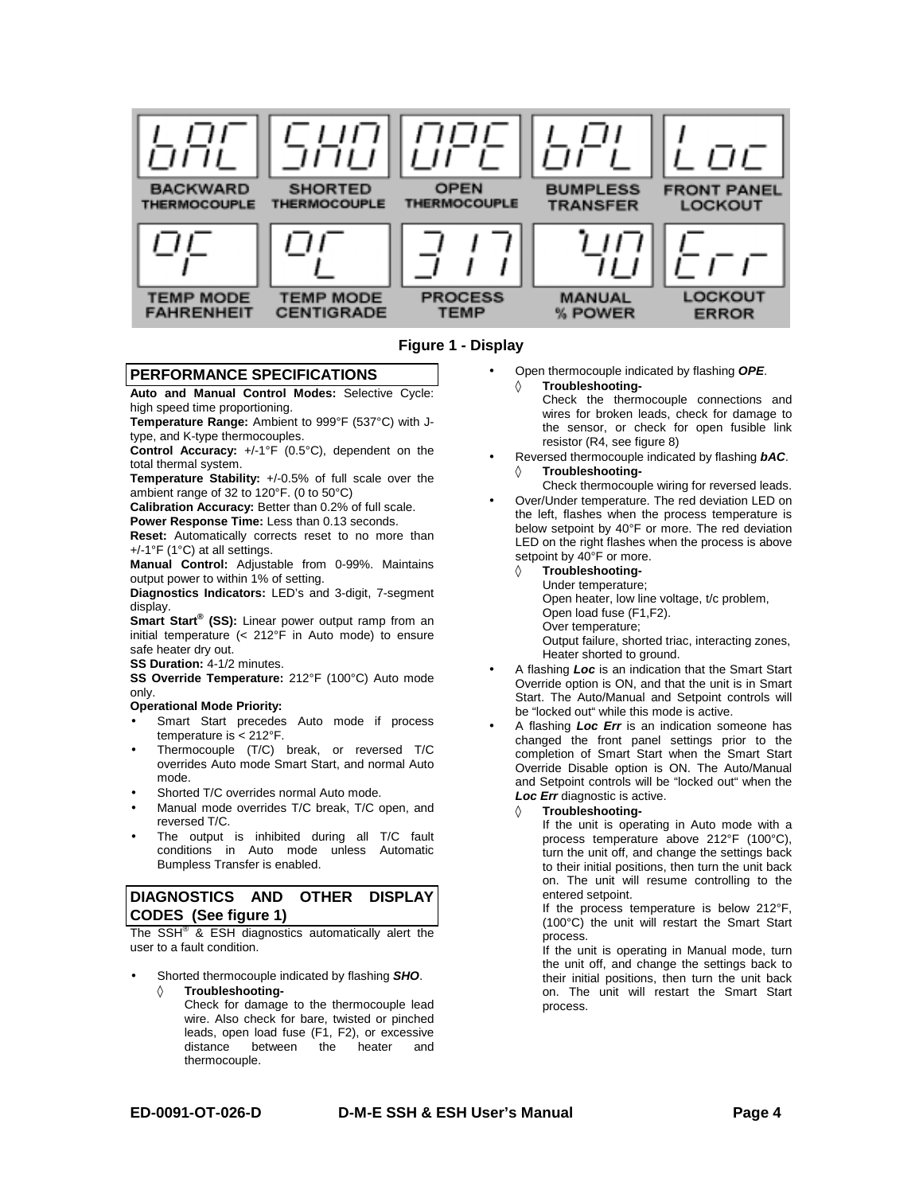| BACKWARD THERMOCOUPLE | SHORTED THERMOCOUPLE | OPEN THERMOCOUPLE | BUMPLESS TRANSFER | FRONT PANEL LOCKOUT |
| --- | --- | --- | --- | --- |
| bAC | SHO | OPE | bPL | Loc |
| **TEMP MODE FAHRENHEIT** | **TEMP MODE CENTIGRADE** | **PROCESS TEMP** | **MANUAL % POWER** | **LOCKOUT ERROR** |
| OF F | OC C | 317 311 | '40 40 | Loc Err |

**Figure 1 - Display**

## PERFORMANCE SPECIFICATIONS

**Auto and Manual Control Modes:** Selective Cycle: high speed time proportioning.

**Temperature Range:** Ambient to 999°F (537°C) with J-type, and K-type thermocouples.

**Control Accuracy:** +/-1°F (0.5°C), dependent on the total thermal system.

**Temperature Stability:** +/-0.5% of full scale over the ambient range of 32 to 120°F. (0 to 50°C)

**Calibration Accuracy:** Better than 0.2% of full scale.

**Power Response Time:** Less than 0.13 seconds.

**Reset:** Automatically corrects reset to no more than +/-1°F (1°C) at all settings.

**Manual Control:** Adjustable from 0-99%. Maintains output power to within 1% of setting.

**Diagnostics Indicators:** LED's and 3-digit, 7-segment display.

**Smart Start® (SS):** Linear power output ramp from an initial temperature (< 212°F in Auto mode) to ensure safe heater dry out.

**SS Duration:** 4-1/2 minutes.

**SS Override Temperature:** 212°F (100°C) Auto mode only.

**Operational Mode Priority:**

- Smart Start precedes Auto mode if process temperature is < 212°F.
- Thermocouple (T/C) break, or reversed T/C overrides Auto mode Smart Start, and normal Auto mode.
- Shorted T/C overrides normal Auto mode.
- Manual mode overrides T/C break, T/C open, and reversed T/C.
- The output is inhibited during all T/C fault conditions in Auto mode unless Automatic Bumpless Transfer is enabled.

## DIAGNOSTICS AND OTHER DISPLAY CODES (See figure 1)

The SSH® & ESH diagnostics automatically alert the user to a fault condition.

- Shorted thermocouple indicated by flashing ***SHO***.
  - ◊ **Troubleshooting-**
    Check for damage to the thermocouple lead wire. Also check for bare, twisted or pinched leads, open load fuse (F1, F2), or excessive distance between the heater and thermocouple.
- Open thermocouple indicated by flashing ***OPE***.
  - ◊ **Troubleshooting-**
    Check the thermocouple connections and wires for broken leads, check for damage to the sensor, or check for open fusible link resistor (R4, see figure 8)
- Reversed thermocouple indicated by flashing ***bAC***.
  - ◊ **Troubleshooting-**
    Check thermocouple wiring for reversed leads.
- Over/Under temperature. The red deviation LED on the left, flashes when the process temperature is below setpoint by 40°F or more. The red deviation LED on the right flashes when the process is above setpoint by 40°F or more.
  - ◊ **Troubleshooting-**
    Under temperature;
    Open heater, low line voltage, t/c problem, Open load fuse (F1,F2).
    Over temperature;
    Output failure, shorted triac, interacting zones, Heater shorted to ground.
- A flashing ***Loc*** is an indication that the Smart Start Override option is ON, and that the unit is in Smart Start. The Auto/Manual and Setpoint controls will be "locked out" while this mode is active.
- A flashing ***Loc Err*** is an indication someone has changed the front panel settings prior to the completion of Smart Start when the Smart Start Override Disable option is ON. The Auto/Manual and Setpoint controls will be "locked out" when the ***Loc Err*** diagnostic is active.
  - ◊ **Troubleshooting-**
    If the unit is operating in Auto mode with a process temperature above 212°F (100°C), turn the unit off, and change the settings back to their initial positions, then turn the unit back on. The unit will resume controlling to the entered setpoint.
    If the process temperature is below 212°F, (100°C) the unit will restart the Smart Start process.
    If the unit is operating in Manual mode, turn the unit off, and change the settings back to their initial positions, then turn the unit back on. The unit will restart the Smart Start process.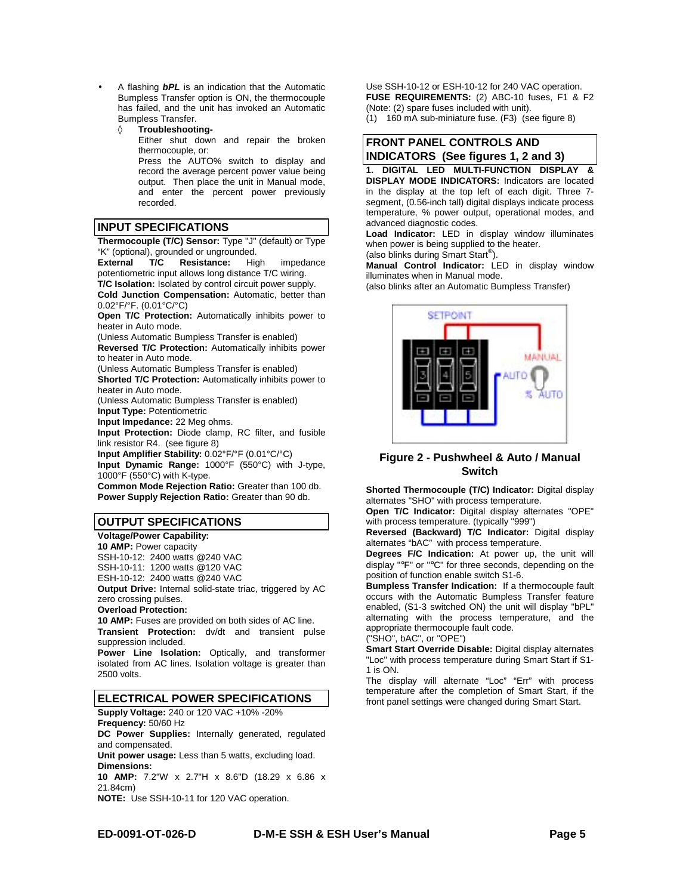- A flashing ***bPL*** is an indication that the Automatic Bumpless Transfer option is ON, the thermocouple has failed, and the unit has invoked an Automatic Bumpless Transfer.
  - ◊ **Troubleshooting-**
    Either shut down and repair the broken thermocouple, or:
    Press the AUTO% switch to display and record the average percent power value being output. Then place the unit in Manual mode, and enter the percent power previously recorded.

## INPUT SPECIFICATIONS

**Thermocouple (T/C) Sensor:** Type "J" (default) or Type "K" (optional), grounded or ungrounded.

**External T/C Resistance:** High impedance potentiometric input allows long distance T/C wiring.

**T/C Isolation:** Isolated by control circuit power supply.

**Cold Junction Compensation:** Automatic, better than 0.02°F/°F. (0.01°C/°C)

**Open T/C Protection:** Automatically inhibits power to heater in Auto mode.
(Unless Automatic Bumpless Transfer is enabled)

**Reversed T/C Protection:** Automatically inhibits power to heater in Auto mode.
(Unless Automatic Bumpless Transfer is enabled)

**Shorted T/C Protection:** Automatically inhibits power to heater in Auto mode.
(Unless Automatic Bumpless Transfer is enabled)

**Input Type:** Potentiometric

**Input Impedance:** 22 Meg ohms.

**Input Protection:** Diode clamp, RC filter, and fusible link resistor R4. (see figure 8)

**Input Amplifier Stability:** 0.02°F/°F (0.01°C/°C)

**Input Dynamic Range:** 1000°F (550°C) with J-type, 1000°F (550°C) with K-type.

**Common Mode Rejection Ratio:** Greater than 100 db.

**Power Supply Rejection Ratio:** Greater than 90 db.

## OUTPUT SPECIFICATIONS

**Voltage/Power Capability:**

**10 AMP:** Power capacity
SSH-10-12: 2400 watts @240 VAC
SSH-10-11: 1200 watts @120 VAC
ESH-10-12: 2400 watts @240 VAC

**Output Drive:** Internal solid-state triac, triggered by AC zero crossing pulses.

**Overload Protection:**

**10 AMP:** Fuses are provided on both sides of AC line.

**Transient Protection:** dv/dt and transient pulse suppression included.

**Power Line Isolation:** Optically, and transformer isolated from AC lines. Isolation voltage is greater than 2500 volts.

## ELECTRICAL POWER SPECIFICATIONS

**Supply Voltage:** 240 or 120 VAC +10% -20%

**Frequency:** 50/60 Hz

**DC Power Supplies:** Internally generated, regulated and compensated.

**Unit power usage:** Less than 5 watts, excluding load.

**Dimensions:**

**10 AMP:** 7.2"W x 2.7"H x 8.6"D (18.29 x 6.86 x 21.84cm)

**NOTE:** Use SSH-10-11 for 120 VAC operation.
Use SSH-10-12 or ESH-10-12 for 240 VAC operation.

**FUSE REQUIREMENTS:** (2) ABC-10 fuses, F1 & F2 (Note: (2) spare fuses included with unit).
(1) 160 mA sub-miniature fuse. (F3) (see figure 8)

## FRONT PANEL CONTROLS AND INDICATORS (See figures 1, 2 and 3)

**1. DIGITAL LED MULTI-FUNCTION DISPLAY & DISPLAY MODE INDICATORS:** Indicators are located in the display at the top left of each digit. Three 7-segment, (0.56-inch tall) digital displays indicate process temperature, % power output, operational modes, and advanced diagnostic codes.

**Load Indicator:** LED in display window illuminates when power is being supplied to the heater.
(also blinks during Smart Start®).

**Manual Control Indicator:** LED in display window illuminates when in Manual mode.
(also blinks after an Automatic Bumpless Transfer)

**Figure 2 - Pushwheel & Auto / Manual Switch**

**Shorted Thermocouple (T/C) Indicator:** Digital display alternates "SHO" with process temperature.

**Open T/C Indicator:** Digital display alternates "OPE" with process temperature. (typically "999")

**Reversed (Backward) T/C Indicator:** Digital display alternates "bAC" with process temperature.

**Degrees F/C Indication:** At power up, the unit will display "°F" or "°C" for three seconds, depending on the position of function enable switch S1-6.

**Bumpless Transfer Indication:** If a thermocouple fault occurs with the Automatic Bumpless Transfer feature enabled, (S1-3 switched ON) the unit will display "bPL" alternating with the process temperature, and the appropriate thermocouple fault code.
("SHO", bAC", or "OPE")

**Smart Start Override Disable:** Digital display alternates "Loc" with process temperature during Smart Start if S1-1 is ON.
The display will alternate "Loc" "Err" with process temperature after the completion of Smart Start, if the front panel settings were changed during Smart Start.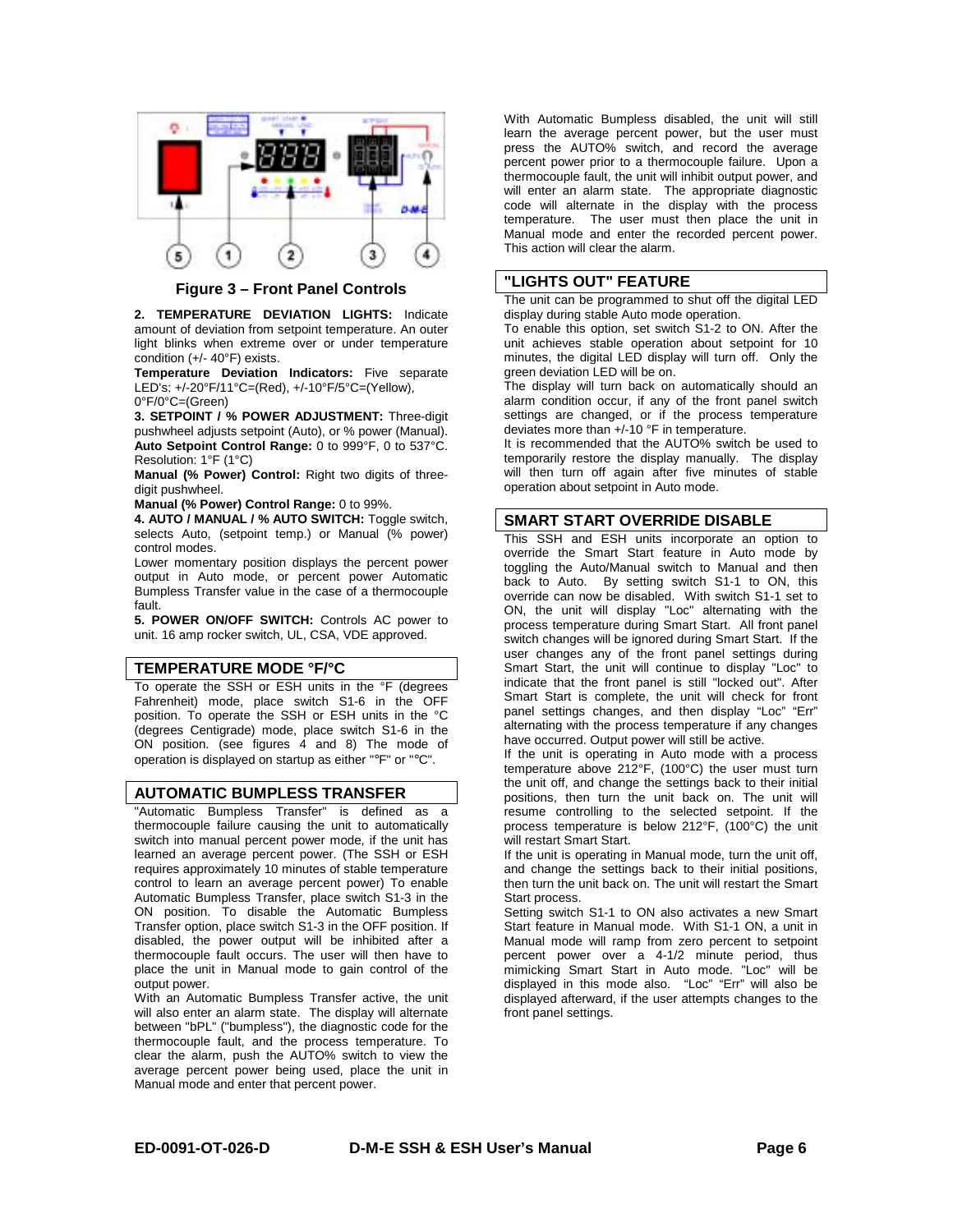**Figure 3 – Front Panel Controls**

**2. TEMPERATURE DEVIATION LIGHTS:** Indicate amount of deviation from setpoint temperature. An outer light blinks when extreme over or under temperature condition (+/- 40°F) exists.

**Temperature Deviation Indicators:** Five separate LED's: +/-20°F/11°C=(Red), +/-10°F/5°C=(Yellow), 0°F/0°C=(Green)

**3. SETPOINT / % POWER ADJUSTMENT:** Three-digit pushwheel adjusts setpoint (Auto), or % power (Manual).

**Auto Setpoint Control Range:** 0 to 999°F, 0 to 537°C. Resolution: 1°F (1°C)

**Manual (% Power) Control:** Right two digits of three-digit pushwheel.

**Manual (% Power) Control Range:** 0 to 99%.

**4. AUTO / MANUAL / % AUTO SWITCH:** Toggle switch, selects Auto, (setpoint temp.) or Manual (% power) control modes.

Lower momentary position displays the percent power output in Auto mode, or percent power Automatic Bumpless Transfer value in the case of a thermocouple fault.

**5. POWER ON/OFF SWITCH:** Controls AC power to unit. 16 amp rocker switch, UL, CSA, VDE approved.

## TEMPERATURE MODE °F/°C

To operate the SSH or ESH units in the °F (degrees Fahrenheit) mode, place switch S1-6 in the OFF position. To operate the SSH or ESH units in the °C (degrees Centigrade) mode, place switch S1-6 in the ON position. (see figures 4 and 8) The mode of operation is displayed on startup as either "°F" or "°C".

## AUTOMATIC BUMPLESS TRANSFER

"Automatic Bumpless Transfer" is defined as a thermocouple failure causing the unit to automatically switch into manual percent power mode, if the unit has learned an average percent power. (The SSH or ESH requires approximately 10 minutes of stable temperature control to learn an average percent power) To enable Automatic Bumpless Transfer, place switch S1-3 in the ON position. To disable the Automatic Bumpless Transfer option, place switch S1-3 in the OFF position. If disabled, the power output will be inhibited after a thermocouple fault occurs. The user will then have to place the unit in Manual mode to gain control of the output power.

With an Automatic Bumpless Transfer active, the unit will also enter an alarm state. The display will alternate between "bPL" ("bumpless"), the diagnostic code for the thermocouple fault, and the process temperature. To clear the alarm, push the AUTO% switch to view the average percent power being used, place the unit in Manual mode and enter that percent power.

With Automatic Bumpless disabled, the unit will still learn the average percent power, but the user must press the AUTO% switch, and record the average percent power prior to a thermocouple failure. Upon a thermocouple fault, the unit will inhibit output power, and will enter an alarm state. The appropriate diagnostic code will alternate in the display with the process temperature. The user must then place the unit in Manual mode and enter the recorded percent power. This action will clear the alarm.

## "LIGHTS OUT" FEATURE

The unit can be programmed to shut off the digital LED display during stable Auto mode operation.

To enable this option, set switch S1-2 to ON. After the unit achieves stable operation about setpoint for 10 minutes, the digital LED display will turn off. Only the green deviation LED will be on.

The display will turn back on automatically should an alarm condition occur, if any of the front panel switch settings are changed, or if the process temperature deviates more than +/-10 °F in temperature.

It is recommended that the AUTO% switch be used to temporarily restore the display manually. The display will then turn off again after five minutes of stable operation about setpoint in Auto mode.

## SMART START OVERRIDE DISABLE

This SSH and ESH units incorporate an option to override the Smart Start feature in Auto mode by toggling the Auto/Manual switch to Manual and then back to Auto. By setting switch S1-1 to ON, this override can now be disabled. With switch S1-1 set to ON, the unit will display "Loc" alternating with the process temperature during Smart Start. All front panel switch changes will be ignored during Smart Start. If the user changes any of the front panel settings during Smart Start, the unit will continue to display "Loc" to indicate that the front panel is still "locked out". After Smart Start is complete, the unit will check for front panel settings changes, and then display "Loc" "Err" alternating with the process temperature if any changes have occurred. Output power will still be active.

If the unit is operating in Auto mode with a process temperature above 212°F, (100°C) the user must turn the unit off, and change the settings back to their initial positions, then turn the unit back on. The unit will resume controlling to the selected setpoint. If the process temperature is below 212°F, (100°C) the unit will restart Smart Start.

If the unit is operating in Manual mode, turn the unit off, and change the settings back to their initial positions, then turn the unit back on. The unit will restart the Smart Start process.

Setting switch S1-1 to ON also activates a new Smart Start feature in Manual mode. With S1-1 ON, a unit in Manual mode will ramp from zero percent to setpoint percent power over a 4-1/2 minute period, thus mimicking Smart Start in Auto mode. "Loc" will be displayed in this mode also. "Loc" "Err" will also be displayed afterward, if the user attempts changes to the front panel settings.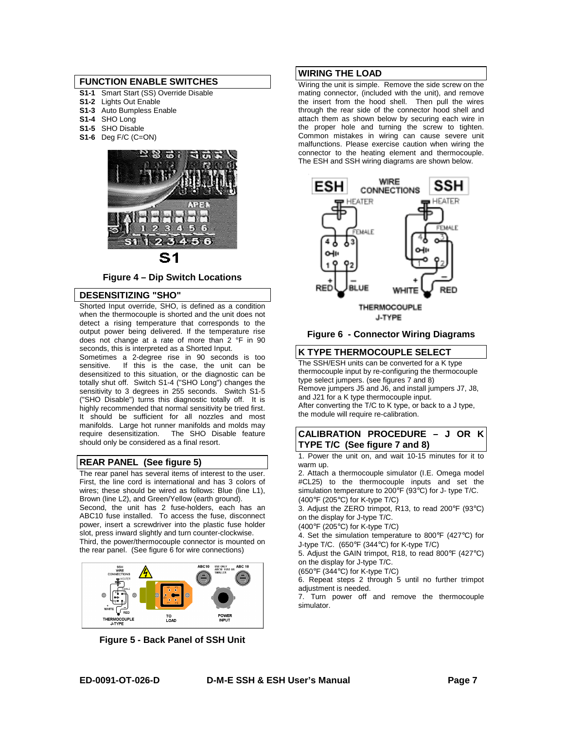## FUNCTION ENABLE SWITCHES

**S1-1** Smart Start (SS) Override Disable
**S1-2** Lights Out Enable
**S1-3** Auto Bumpless Enable
**S1-4** SHO Long
**S1-5** SHO Disable
**S1-6** Deg F/C (C=ON)

**Figure 4 – Dip Switch Locations**

## DESENSITIZING "SHO"

Shorted Input override, SHO, is defined as a condition when the thermocouple is shorted and the unit does not detect a rising temperature that corresponds to the output power being delivered. If the temperature rise does not change at a rate of more than 2 °F in 90 seconds, this is interpreted as a Shorted Input.

Sometimes a 2-degree rise in 90 seconds is too sensitive. If this is the case, the unit can be desensitized to this situation, or the diagnostic can be totally shut off. Switch S1-4 ("SHO Long") changes the sensitivity to 3 degrees in 255 seconds. Switch S1-5 ("SHO Disable") turns this diagnostic totally off. It is highly recommended that normal sensitivity be tried first. It should be sufficient for all nozzles and most manifolds. Large hot runner manifolds and molds may require desensitization. The SHO Disable feature should only be considered as a final resort.

## REAR PANEL (See figure 5)

The rear panel has several items of interest to the user. First, the line cord is international and has 3 colors of wires; these should be wired as follows: Blue (line L1), Brown (line L2), and Green/Yellow (earth ground).

Second, the unit has 2 fuse-holders, each has an ABC10 fuse installed. To access the fuse, disconnect power, insert a screwdriver into the plastic fuse holder slot, press inward slightly and turn counter-clockwise.

Third, the power/thermocouple connector is mounted on the rear panel. (See figure 6 for wire connections)

**Figure 5 - Back Panel of SSH Unit**

## WIRING THE LOAD

Wiring the unit is simple. Remove the side screw on the mating connector, (included with the unit), and remove the insert from the hood shell. Then pull the wires through the rear side of the connector hood shell and attach them as shown below by securing each wire in the proper hole and turning the screw to tighten. Common mistakes in wiring can cause severe unit malfunctions. Please exercise caution when wiring the connector to the heating element and thermocouple. The ESH and SSH wiring diagrams are shown below.

**Figure 6 - Connector Wiring Diagrams**

## K TYPE THERMOCOUPLE SELECT

The SSH/ESH units can be converted for a K type thermocouple input by re-configuring the thermocouple type select jumpers. (see figures 7 and 8)
Remove jumpers J5 and J6, and install jumpers J7, J8, and J21 for a K type thermocouple input.
After converting the T/C to K type, or back to a J type, the module will require re-calibration.

## CALIBRATION PROCEDURE – J OR K TYPE T/C (See figure 7 and 8)

1. Power the unit on, and wait 10-15 minutes for it to warm up.
2. Attach a thermocouple simulator (I.E. Omega model #CL25) to the thermocouple inputs and set the simulation temperature to 200°F (93°C) for J- type T/C. (400°F (205°C) for K-type T/C)
3. Adjust the ZERO trimpot, R13, to read 200°F (93°C) on the display for J-type T/C. (400°F (205°C) for K-type T/C)
4. Set the simulation temperature to 800°F (427°C) for J-type T/C. (650°F (344°C) for K-type T/C)
5. Adjust the GAIN trimpot, R18, to read 800°F (427°C) on the display for J-type T/C. (650°F (344°C) for K-type T/C)
6. Repeat steps 2 through 5 until no further trimpot adjustment is needed.
7. Turn power off and remove the thermocouple simulator.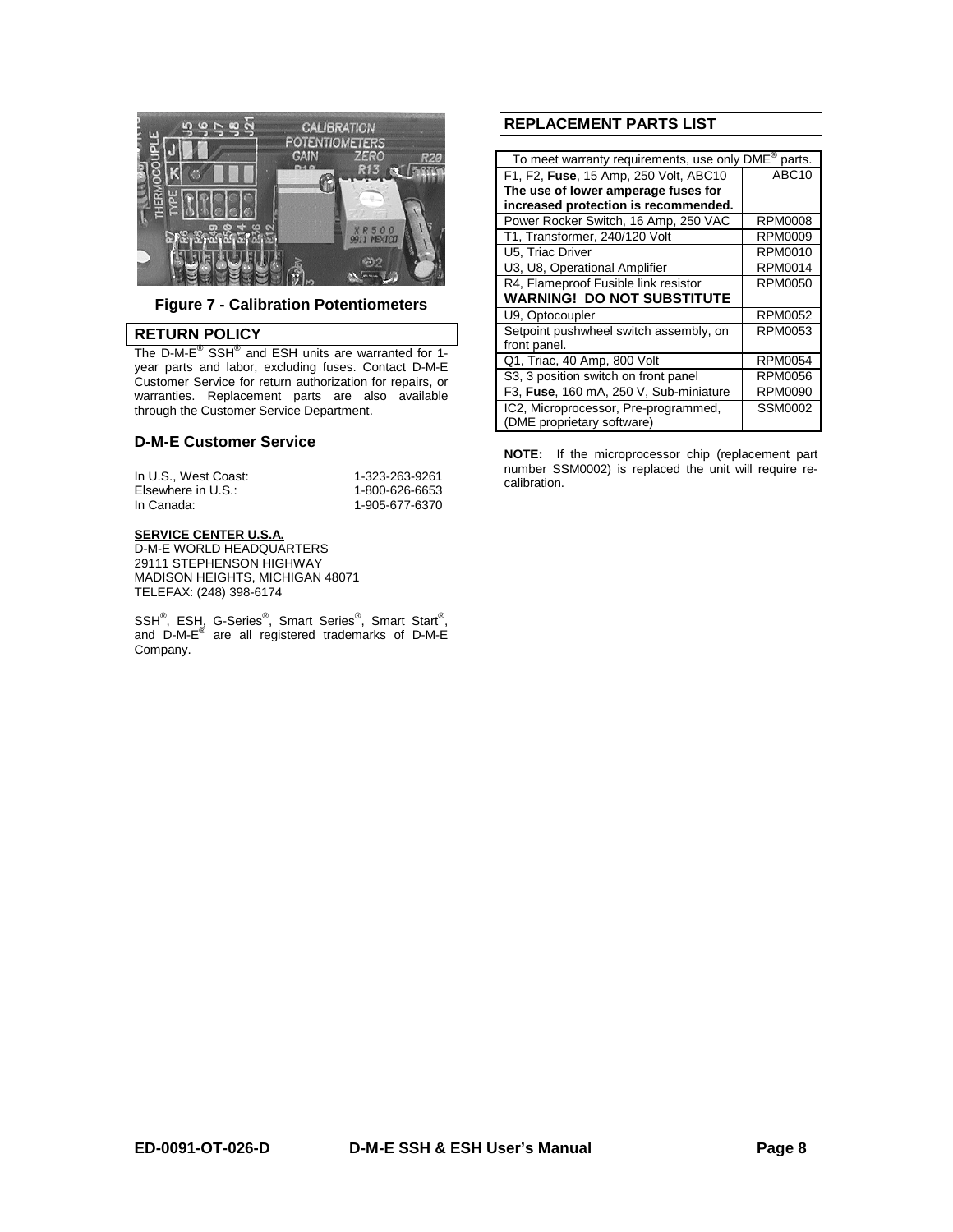Figure 7 - Calibration Potentiometers

## RETURN POLICY

The D-M-E® SSH® and ESH units are warranted for 1-year parts and labor, excluding fuses. Contact D-M-E Customer Service for return authorization for repairs, or warranties. Replacement parts are also available through the Customer Service Department.

### D-M-E Customer Service

| | |
|---|---|
| In U.S., West Coast: | 1-323-263-9261 |
| Elsewhere in U.S.: | 1-800-626-6653 |
| In Canada: | 1-905-677-6370 |

**SERVICE CENTER U.S.A.**
D-M-E WORLD HEADQUARTERS
29111 STEPHENSON HIGHWAY
MADISON HEIGHTS, MICHIGAN 48071
TELEFAX: (248) 398-6174

SSH®, ESH, G-Series®, Smart Series®, Smart Start®, and D-M-E® are all registered trademarks of D-M-E Company.

## REPLACEMENT PARTS LIST

| To meet warranty requirements, use only DME® parts. | |
|---|---|
| F1, F2, **Fuse**, 15 Amp, 250 Volt, ABC10 **The use of lower amperage fuses for increased protection is recommended.** | ABC10 |
| Power Rocker Switch, 16 Amp, 250 VAC | RPM0008 |
| T1, Transformer, 240/120 Volt | RPM0009 |
| U5, Triac Driver | RPM0010 |
| U3, U8, Operational Amplifier | RPM0014 |
| R4, Flameproof Fusible link resistor **WARNING! DO NOT SUBSTITUTE** | RPM0050 |
| U9, Optocoupler | RPM0052 |
| Setpoint pushwheel switch assembly, on front panel. | RPM0053 |
| Q1, Triac, 40 Amp, 800 Volt | RPM0054 |
| S3, 3 position switch on front panel | RPM0056 |
| F3, **Fuse**, 160 mA, 250 V, Sub-miniature | RPM0090 |
| IC2, Microprocessor, Pre-programmed, (DME proprietary software) | SSM0002 |

**NOTE:** If the microprocessor chip (replacement part number SSM0002) is replaced the unit will require re-calibration.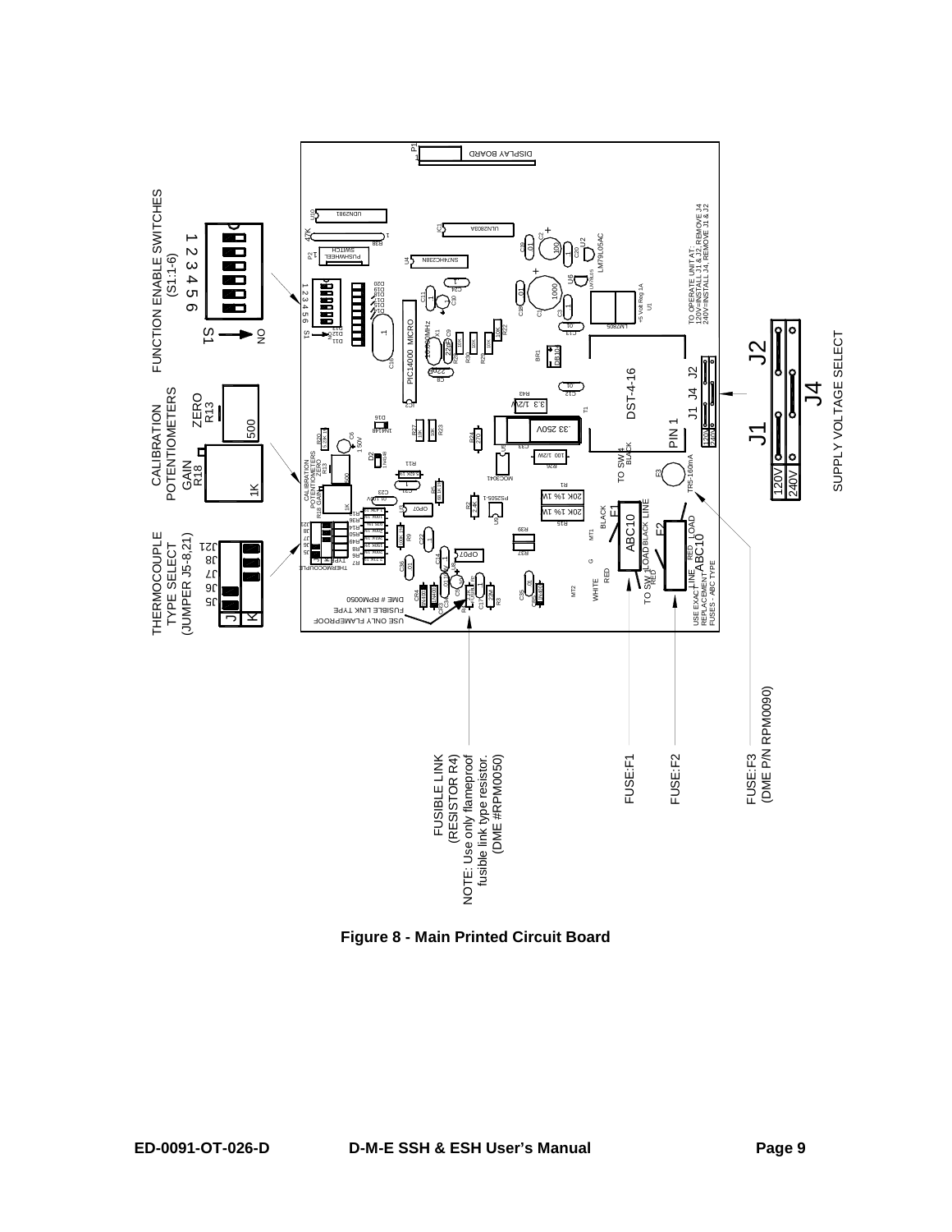FUNCTION ENABLE SWITCHES (S1:1-6)

CALIBRATION POTENTIOMETERS

ZERO R13

GAIN R18

THERMOCOUPLE TYPE SELECT (JUMPER J5-8,21)

FUSIBLE LINK (RESISTOR R4)

NOTE: Use only flameproof fusible link type resistor. (DME #RPM0050)

FUSE:F1

FUSE:F2

FUSE:F3 (DME P/N RPM0090)

SUPPLY VOLTAGE SELECT

**Figure 8 - Main Printed Circuit Board**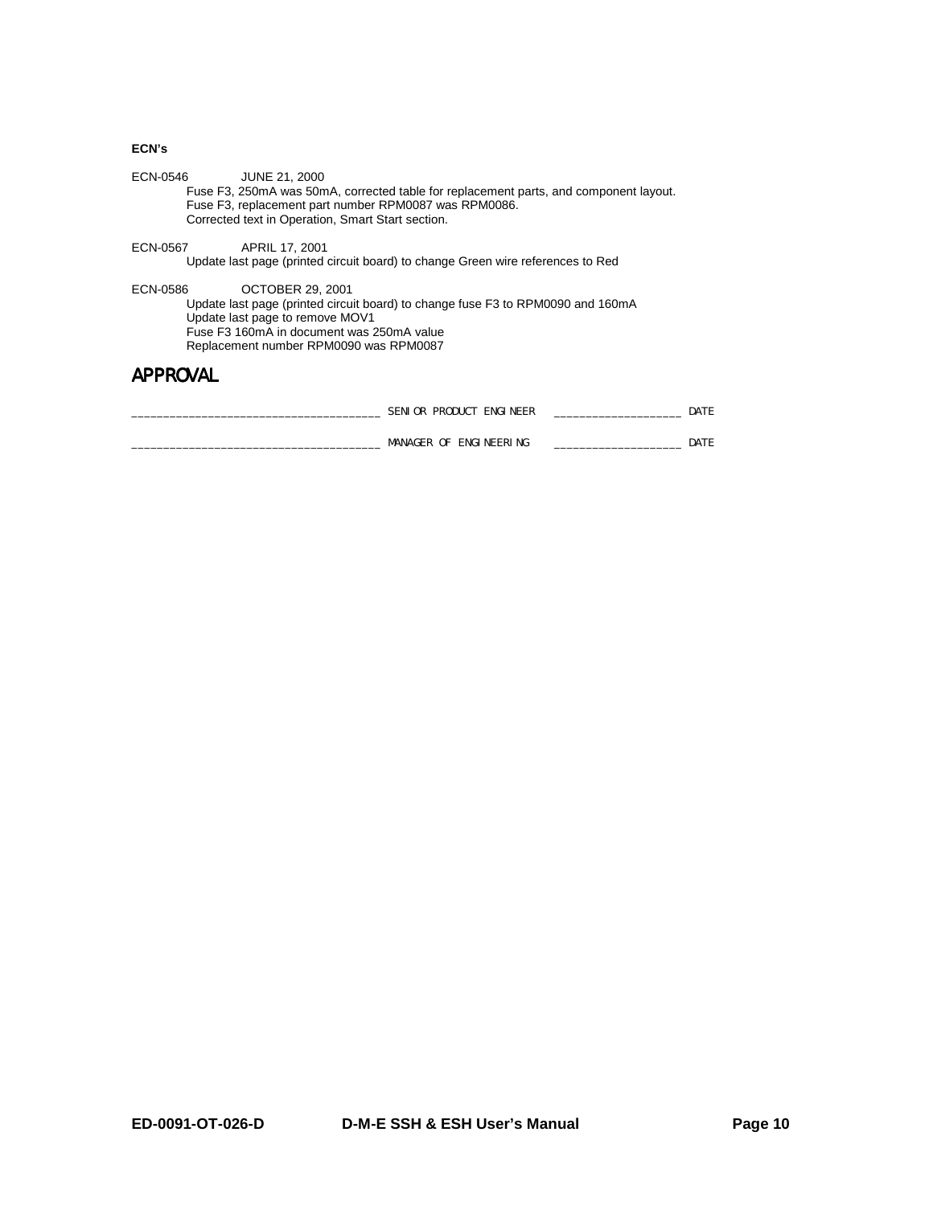**ECN's**

ECN-0546 JUNE 21, 2000

Fuse F3, 250mA was 50mA, corrected table for replacement parts, and component layout.
Fuse F3, replacement part number RPM0087 was RPM0086.
Corrected text in Operation, Smart Start section.

ECN-0567 APRIL 17, 2001

Update last page (printed circuit board) to change Green wire references to Red

ECN-0586 OCTOBER 29, 2001

Update last page (printed circuit board) to change fuse F3 to RPM0090 and 160mA
Update last page to remove MOV1
Fuse F3 160mA in document was 250mA value
Replacement number RPM0090 was RPM0087

# APPROVAL

_____________________________________ SENIOR PRODUCT ENGINEER __________________ DATE

_____________________________________ MANAGER OF ENGINEERING __________________ DATE